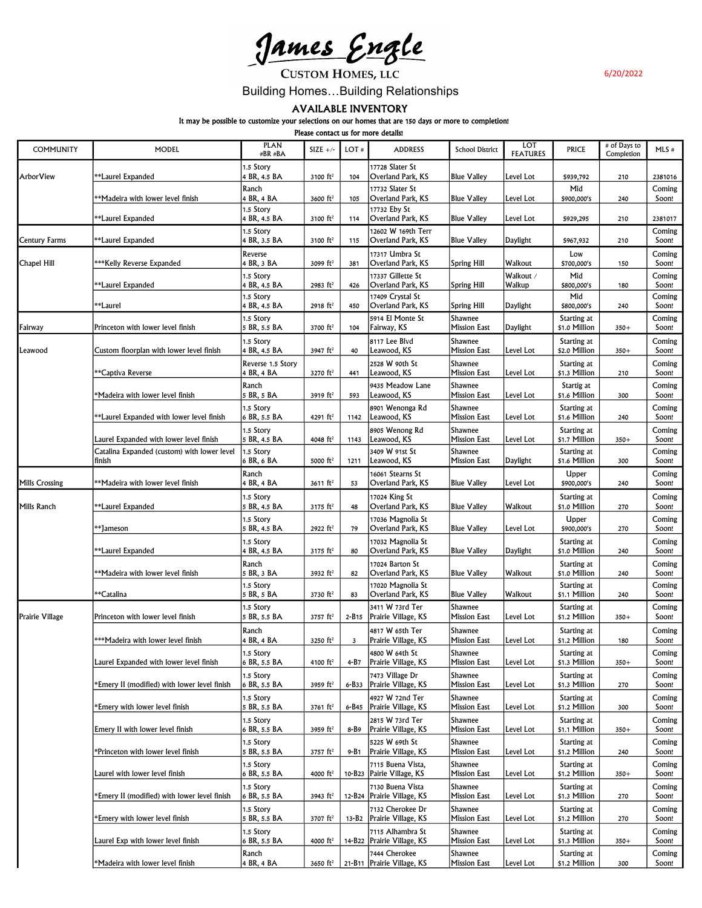# James Engle

**CUSTOM HOMES, LLC**

6/20/2022

Building Homes…Building Relationships

## AVAILABLE INVENTORY

It may be possible to customize your selections on our homes that are 150 days or more to completion!

Please contact us for more details!

| COMMUNITY | MODEL | PLAN #BR #BA | SIZE +/- | LOT # | ADDRESS | School District | LOT FEATURES | PRICE | # of Days to Completion | MLS # |
|---|---|---|---|---|---|---|---|---|---|---|
| ArborView | **Laurel Expanded | 1.5 Story 4 BR, 4.5 BA | 3100 ft² | 104 | 17728 Slater St Overland Park, KS | Blue Valley | Level Lot | $939,792 | 210 | 2381016 |
| | **Madeira with lower level finish | Ranch 4 BR, 4 BA | 3600 ft² | 105 | 17732 Slater St Overland Park, KS | Blue Valley | Level Lot | Mid $900,000's | 240 | Coming Soon! |
| | **Laurel Expanded | 1.5 Story 4 BR, 4.5 BA | 3100 ft² | 114 | 17732 Eby St Overland Park, KS | Blue Valley | Level Lot | $929,295 | 210 | 2381017 |
| Century Farms | **Laurel Expanded | 1.5 Story 4 BR, 3.5 BA | 3100 ft² | 115 | 12602 W 169th Terr Overland Park, KS | Blue Valley | Daylight | $967,932 | 210 | Coming Soon! |
| Chapel Hill | ***Kelly Reverse Expanded | Reverse 4 BR, 3 BA | 3099 ft² | 381 | 17317 Umbra St Overland Park, KS | Spring Hill | Walkout | Low $700,000's | 150 | Coming Soon! |
| | **Laurel Expanded | 1.5 Story 4 BR, 4.5 BA | 2983 ft² | 426 | 17337 Gillette St Overland Park, KS | Spring Hill | Walkout / Walkup | Mid $800,000's | 180 | Coming Soon! |
| | **Laurel | 1.5 Story 4 BR, 4.5 BA | 2918 ft² | 450 | 17409 Crystal St Overland Park, KS | Spring Hill | Daylight | Mid $800,000's | 240 | Coming Soon! |
| Fairway | Princeton with lower level finish | 1.5 Story 5 BR, 5.5 BA | 3700 ft² | 104 | 5914 El Monte St Fairway, KS | Shawnee Mission East | Daylight | Starting at $1.0 Million | 350+ | Coming Soon! |
| Leawood | Custom floorplan with lower level finish | 1.5 Story 4 BR, 4.5 BA | 3947 ft² | 40 | 8117 Lee Blvd Leawood, KS | Shawnee Mission East | Level Lot | Starting at $2.0 Million | 350+ | Coming Soon! |
| | **Captiva Reverse | Reverse 1.5 Story 4 BR, 4 BA | 3270 ft² | 441 | 2528 W 90th St Leawood, KS | Shawnee Mission East | Level Lot | Starting at $1.3 Million | 210 | Coming Soon! |
| | *Madeira with lower level finish | Ranch 5 BR, 5 BA | 3919 ft² | 593 | 9435 Meadow Lane Leawood, KS | Shawnee Mission East | Level Lot | Startig at $1.6 Million | 300 | Coming Soon! |
| | **Laurel Expanded with lower level finish | 1.5 Story 6 BR, 5.5 BA | 4291 ft² | 1142 | 8901 Wenonga Rd Leawood, KS | Shawnee Mission East | Level Lot | Starting at $1.6 Million | 240 | Coming Soon! |
| | Laurel Expanded with lower level finish | 1.5 Story 5 BR, 4.5 BA | 4048 ft² | 1143 | 8905 Wenong Rd Leawood, KS | Shawnee Mission East | Level Lot | Starting at $1.7 Million | 350+ | Coming Soon! |
| | Catalina Expanded (custom) with lower level finish | 1.5 Story 6 BR, 6 BA | 5000 ft² | 1211 | 3409 W 91st St Leawood, KS | Shawnee Mission East | Daylight | Starting at $1.6 Million | 300 | Coming Soon! |
| Mills Crossing | **Madeira with lower level finish | Ranch 4 BR, 4 BA | 3611 ft² | 53 | 16061 Stearns St Overland Park, KS | Blue Valley | Level Lot | Upper $900,000's | 240 | Coming Soon! |
| Mills Ranch | **Laurel Expanded | 1.5 Story 5 BR, 4.5 BA | 3175 ft² | 48 | 17024 King St Overland Park, KS | Blue Valley | Walkout | Starting at $1.0 Million | 270 | Coming Soon! |
| | **Jameson | 1.5 Story 5 BR, 4.5 BA | 2922 ft² | 79 | 17036 Magnolia St Overland Park, KS | Blue Valley | Level Lot | Upper $900,000's | 270 | Coming Soon! |
| | **Laurel Expanded | 1.5 Story 4 BR, 4.5 BA | 3175 ft² | 80 | 17032 Magnolia St Overland Park, KS | Blue Valley | Daylight | Starting at $1.0 Million | 240 | Coming Soon! |
| | **Madeira with lower level finish | Ranch 5 BR, 3 BA | 3932 ft² | 82 | 17024 Barton St Overland Park, KS | Blue Valley | Walkout | Starting at $1.0 Million | 240 | Coming Soon! |
| | **Catalina | 1.5 Story 5 BR, 5 BA | 3730 ft² | 83 | 17020 Magnolia St Overland Park, KS | Blue Valley | Walkout | Starting at $1.1 Million | 240 | Coming Soon! |
| Prairie Village | Princeton with lower level finish | 1.5 Story 5 BR, 5.5 BA | 3757 ft² | 2-B15 | 3411 W 73rd Ter Prairie Village, KS | Shawnee Mission East | Level Lot | Starting at $1.2 Million | 350+ | Coming Soon! |
| | ***Madeira with lower level finish | Ranch 4 BR, 4 BA | 3250 ft² | 3 | 4817 W 65th Ter Prairie Village, KS | Shawnee Mission East | Level Lot | Starting at $1.2 Million | 180 | Coming Soon! |
| | Laurel Expanded with lower level finish | 1.5 Story 6 BR, 5.5 BA | 4100 ft² | 4-B7 | 4800 W 64th St Prairie Village, KS | Shawnee Mission East | Level Lot | Starting at $1.3 Million | 350+ | Coming Soon! |
| | *Emery II (modified) with lower level finish | 1.5 Story 6 BR, 5.5 BA | 3959 ft² | 6-B33 | 7473 Village Dr Prairie Village, KS | Shawnee Mission East | Level Lot | Starting at $1.3 Million | 270 | Coming Soon! |
| | *Emery with lower level finish | 1.5 Story 5 BR, 5.5 BA | 3761 ft² | 6-B45 | 4927 W 72nd Ter Prairie Village, KS | Shawnee Mission East | Level Lot | Starting at $1.2 Million | 300 | Coming Soon! |
| | Emery II with lower level finish | 1.5 Story 6 BR, 5.5 BA | 3959 ft² | 8-B9 | 2815 W 73rd Ter Prairie Village, KS | Shawnee Mission East | Level Lot | Starting at $1.1 Million | 350+ | Coming Soon! |
| | *Princeton with lower level finish | 1.5 Story 5 BR, 5.5 BA | 3757 ft² | 9-B1 | 5225 W 69th St Prairie Village, KS | Shawnee Mission East | Level Lot | Starting at $1.2 Million | 240 | Coming Soon! |
| | Laurel with lower level finish | 1.5 Story 6 BR, 5.5 BA | 4000 ft² | 10-B23 | 7115 Buena Vista, Pairie Village, KS | Shawnee Mission East | Level Lot | Starting at $1.2 Million | 350+ | Coming Soon! |
| | *Emery II (modified) with lower level finish | 1.5 Story 6 BR, 5.5 BA | 3943 ft² | 12-B24 | 7130 Buena Vista Prairie Village, KS | Shawnee Mission East | Level Lot | Starting at $1.3 Million | 270 | Coming Soon! |
| | *Emery with lower level finish | 1.5 Story 5 BR, 5.5 BA | 3707 ft² | 13-B2 | 7132 Cherokee Dr Prairie Village, KS | Shawnee Mission East | Level Lot | Starting at $1.2 Million | 270 | Coming Soon! |
| | Laurel Exp with lower level finish | 1.5 Story 6 BR, 5.5 BA | 4000 ft² | 14-B22 | 7115 Alhambra St Prairie Village, KS | Shawnee Mission East | Level Lot | Starting at $1.3 Million | 350+ | Coming Soon! |
| | *Madeira with lower level finish | Ranch 4 BR, 4 BA | 3650 ft² | 21-B11 | 7444 Cherokee Prairie Village, KS | Shawnee Mission East | Level Lot | Starting at $1.2 Million | 300 | Coming Soon! |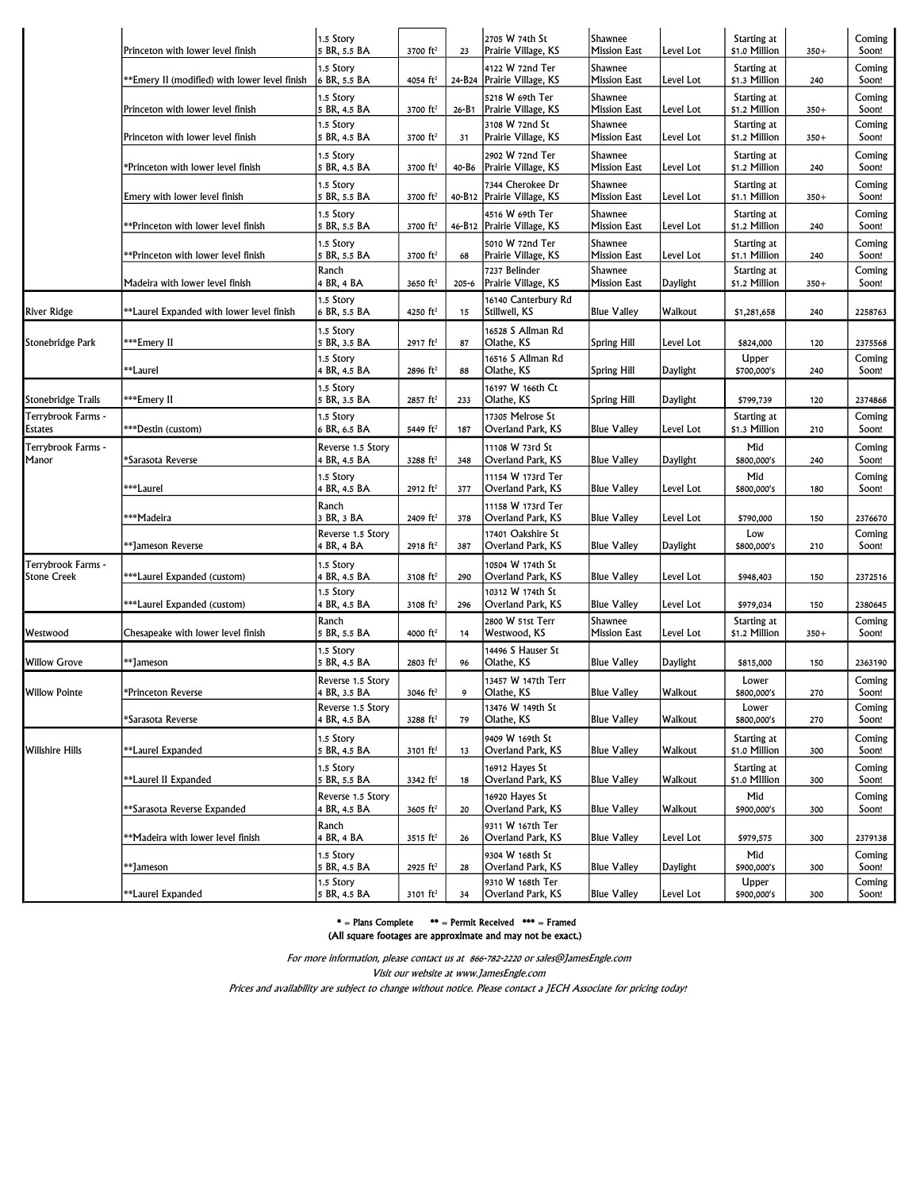| | | | | | | | | | | |
|---|---|---|---|---|---|---|---|---|---|---|
| | Princeton with lower level finish | 1.5 Story 5 BR, 5.5 BA | 3700 ft² | 23 | 2705 W 74th St Prairie Village, KS | Shawnee Mission East | Level Lot | Starting at $1.0 Million | 350+ | Coming Soon! |
| | **Emery II (modified) with lower level finish | 1.5 Story 6 BR, 5.5 BA | 4054 ft² | 24-B24 | 4122 W 72nd Ter Prairie Village, KS | Shawnee Mission East | Level Lot | Starting at $1.3 Million | 240 | Coming Soon! |
| | Princeton with lower level finish | 1.5 Story 5 BR, 5.5 BA | 3700 ft² | 26-B1 | 5218 W 69th Ter Prairie Village, KS | Shawnee Mission East | Level Lot | Starting at $1.2 Million | 350+ | Coming Soon! |
| | Princeton with lower level finish | 1.5 Story 5 BR, 4.5 BA | 3700 ft² | 31 | 3108 W 72nd St Prairie Village, KS | Shawnee Mission East | Level Lot | Starting at $1.2 Million | 350+ | Coming Soon! |
| | *Princeton with lower level finish | 1.5 Story 5 BR, 4.5 BA | 3700 ft² | 40-B6 | 2902 W 72nd Ter Prairie Village, KS | Shawnee Mission East | Level Lot | Starting at $1.2 Million | 240 | Coming Soon! |
| | Emery with lower level finish | 1.5 Story 5 BR, 5.5 BA | 3700 ft² | 40-B12 | 7344 Cherokee Dr Prairie Village, KS | Shawnee Mission East | Level Lot | Starting at $1.1 Million | 350+ | Coming Soon! |
| | **Princeton with lower level finish | 1.5 Story 5 BR, 5.5 BA | 3700 ft² | 46-B12 | 4516 W 69th Ter Prairie Village, KS | Shawnee Mission East | Level Lot | Starting at $1.2 Million | 240 | Coming Soon! |
| | **Princeton with lower level finish | 1.5 Story 5 BR, 5.5 BA | 3700 ft² | 68 | 5010 W 72nd Ter Prairie Village, KS | Shawnee Mission East | Level Lot | Starting at $1.1 Million | 240 | Coming Soon! |
| | Madeira with lower level finish | Ranch 4 BR, 4 BA | 3650 ft² | 205-6 | 7237 Belinder Prairie Village, KS | Shawnee Mission East | Daylight | Starting at $1.2 Million | 350+ | Coming Soon! |
| River Ridge | **Laurel Expanded with lower level finish | 1.5 Story 6 BR, 5.5 BA | 4250 ft² | 15 | 16140 Canterbury Rd Stillwell, KS | Blue Valley | Walkout | $1,281,658 | 240 | 2258763 |
| Stonebridge Park | ***Emery II | 1.5 Story 5 BR, 3.5 BA | 2917 ft² | 87 | 16528 S Allman Rd Olathe, KS | Spring Hill | Level Lot | $824,000 | 120 | 2375568 |
| | **Laurel | 1.5 Story 4 BR, 4.5 BA | 2896 ft² | 88 | 16516 S Allman Rd Olathe, KS | Spring Hill | Daylight | Upper $700,000's | 240 | Coming Soon! |
| Stonebridge Trails | ***Emery II | 1.5 Story 5 BR, 3.5 BA | 2857 ft² | 233 | 16197 W 166th Ct Olathe, KS | Spring Hill | Daylight | $799,739 | 120 | 2374868 |
| Terrybrook Farms - Estates | ***Destin (custom) | 1.5 Story 6 BR, 6.5 BA | 5449 ft² | 187 | 17305 Melrose St Overland Park, KS | Blue Valley | Level Lot | Starting at $1.3 Million | 210 | Coming Soon! |
| Terrybrook Farms - Manor | *Sarasota Reverse | Reverse 1.5 Story 4 BR, 4.5 BA | 3288 ft² | 348 | 11108 W 73rd St Overland Park, KS | Blue Valley | Daylight | Mid $800,000's | 240 | Coming Soon! |
| | ***Laurel | 1.5 Story 4 BR, 4.5 BA | 2912 ft² | 377 | 11154 W 173rd Ter Overland Park, KS | Blue Valley | Level Lot | Mid $800,000's | 180 | Coming Soon! |
| | ***Madeira | Ranch 3 BR, 3 BA | 2409 ft² | 378 | 11158 W 173rd Ter Overland Park, KS | Blue Valley | Level Lot | $790,000 | 150 | 2376670 |
| | **Jameson Reverse | Reverse 1.5 Story 4 BR, 4 BA | 2918 ft² | 387 | 17401 Oakshire St Overland Park, KS | Blue Valley | Daylight | Low $800,000's | 210 | Coming Soon! |
| Terrybrook Farms - Stone Creek | ***Laurel Expanded (custom) | 1.5 Story 4 BR, 4.5 BA | 3108 ft² | 290 | 10504 W 174th St Overland Park, KS | Blue Valley | Level Lot | $948,403 | 150 | 2372516 |
| | ***Laurel Expanded (custom) | 1.5 Story 4 BR, 4.5 BA | 3108 ft² | 296 | 10312 W 174th St Overland Park, KS | Blue Valley | Level Lot | $979,034 | 150 | 2380645 |
| Westwood | Chesapeake with lower level finish | Ranch 5 BR, 5.5 BA | 4000 ft² | 14 | 2800 W 51st Terr Westwood, KS | Shawnee Mission East | Level Lot | Starting at $1.2 Million | 350+ | Coming Soon! |
| Willow Grove | **Jameson | 1.5 Story 5 BR, 4.5 BA | 2803 ft² | 96 | 14496 S Hauser St Olathe, KS | Blue Valley | Daylight | $815,000 | 150 | 2363190 |
| Willow Pointe | *Princeton Reverse | Reverse 1.5 Story 4 BR, 3.5 BA | 3046 ft² | 9 | 13457 W 147th Terr Olathe, KS | Blue Valley | Walkout | Lower $800,000's | 270 | Coming Soon! |
| | *Sarasota Reverse | Reverse 1.5 Story 4 BR, 4.5 BA | 3288 ft² | 79 | 13476 W 149th St Olathe, KS | Blue Valley | Walkout | Lower $800,000's | 270 | Coming Soon! |
| Willshire Hills | **Laurel Expanded | 1.5 Story 5 BR, 4.5 BA | 3101 ft² | 13 | 9409 W 169th St Overland Park, KS | Blue Valley | Walkout | Starting at $1.0 Million | 300 | Coming Soon! |
| | **Laurel II Expanded | 1.5 Story 5 BR, 5.5 BA | 3342 ft² | 18 | 16912 Hayes St Overland Park, KS | Blue Valley | Walkout | Starting at $1.0 Million | 300 | Coming Soon! |
| | **Sarasota Reverse Expanded | Reverse 1.5 Story 4 BR, 4.5 BA | 3605 ft² | 20 | 16920 Hayes St Overland Park, KS | Blue Valley | Walkout | Mid $900,000's | 300 | Coming Soon! |
| | **Madeira with lower level finish | Ranch 4 BR, 4 BA | 3515 ft² | 26 | 9311 W 167th Ter Overland Park, KS | Blue Valley | Level Lot | $979,575 | 300 | 2379138 |
| | **Jameson | 1.5 Story 5 BR, 4.5 BA | 2925 ft² | 28 | 9304 W 168th St Overland Park, KS | Blue Valley | Daylight | Mid $900,000's | 300 | Coming Soon! |
| | **Laurel Expanded | 1.5 Story 5 BR, 4.5 BA | 3101 ft² | 34 | 9310 W 168th Ter Overland Park, KS | Blue Valley | Level Lot | Upper $900,000's | 300 | Coming Soon! |

**\* = Plans Complete  \*\* = Permit Received  \*\*\* = Framed**

**(All square footages are approximate and may not be exact.)**

*For more information, please contact us at 866-782-2220 or sales@JamesEngle.com*

*Visit our website at www.JamesEngle.com*

*Prices and availability are subject to change without notice. Please contact a JECH Associate for pricing today!*